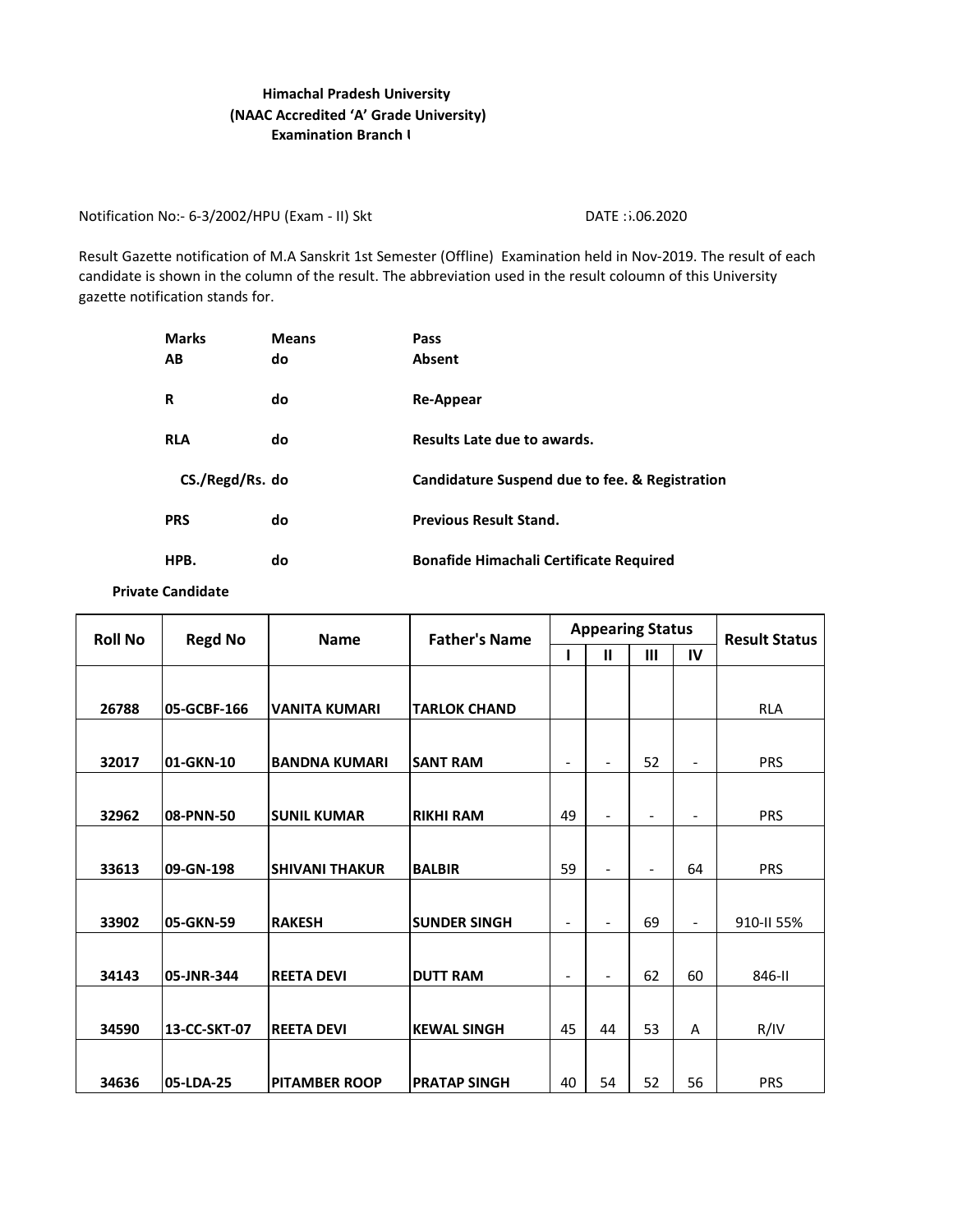**Himachal Pradesh University**
**(NAAC Accredited 'A' Grade University)**
**Examination Branch I**

Notification No:- 6-3/2002/HPU (Exam - II) Skt DATE :5.06.2020

Result Gazette notification of M.A Sanskrit 1st Semester (Offline) Examination held in Nov-2019. The result of each candidate is shown in the column of the result. The abbreviation used in the result coloumn of this University gazette notification stands for.

| | | |
|---|---|---|
| **Marks** | **Means** | **Pass** |
| **AB** | **do** | **Absent** |
| **R** | **do** | **Re-Appear** |
| **RLA** | **do** | **Results Late due to awards.** |
| **CS./Regd/Rs.** | **do** | **Candidature Suspend due to fee. & Registration** |
| **PRS** | **do** | **Previous Result Stand.** |
| **HPB.** | **do** | **Bonafide Himachali Certificate Required** |

**Private Candidate**

| Roll No | Regd No | Name | Father's Name | Appearing Status | | | | Result Status |
|---|---|---|---|---|---|---|---|---|
| | | | | I | II | III | IV | |
| 26788 | 05-GCBF-166 | VANITA KUMARI | TARLOK CHAND | | | | | RLA |
| 32017 | 01-GKN-10 | BANDNA KUMARI | SANT RAM | - | - | 52 | - | PRS |
| 32962 | 08-PNN-50 | SUNIL KUMAR | RIKHI RAM | 49 | - | - | - | PRS |
| 33613 | 09-GN-198 | SHIVANI THAKUR | BALBIR | 59 | - | - | 64 | PRS |
| 33902 | 05-GKN-59 | RAKESH | SUNDER SINGH | - | - | 69 | - | 910-II 55% |
| 34143 | 05-JNR-344 | REETA DEVI | DUTT RAM | - | - | 62 | 60 | 846-II |
| 34590 | 13-CC-SKT-07 | REETA DEVI | KEWAL SINGH | 45 | 44 | 53 | A | R/IV |
| 34636 | 05-LDA-25 | PITAMBER ROOP | PRATAP SINGH | 40 | 54 | 52 | 56 | PRS |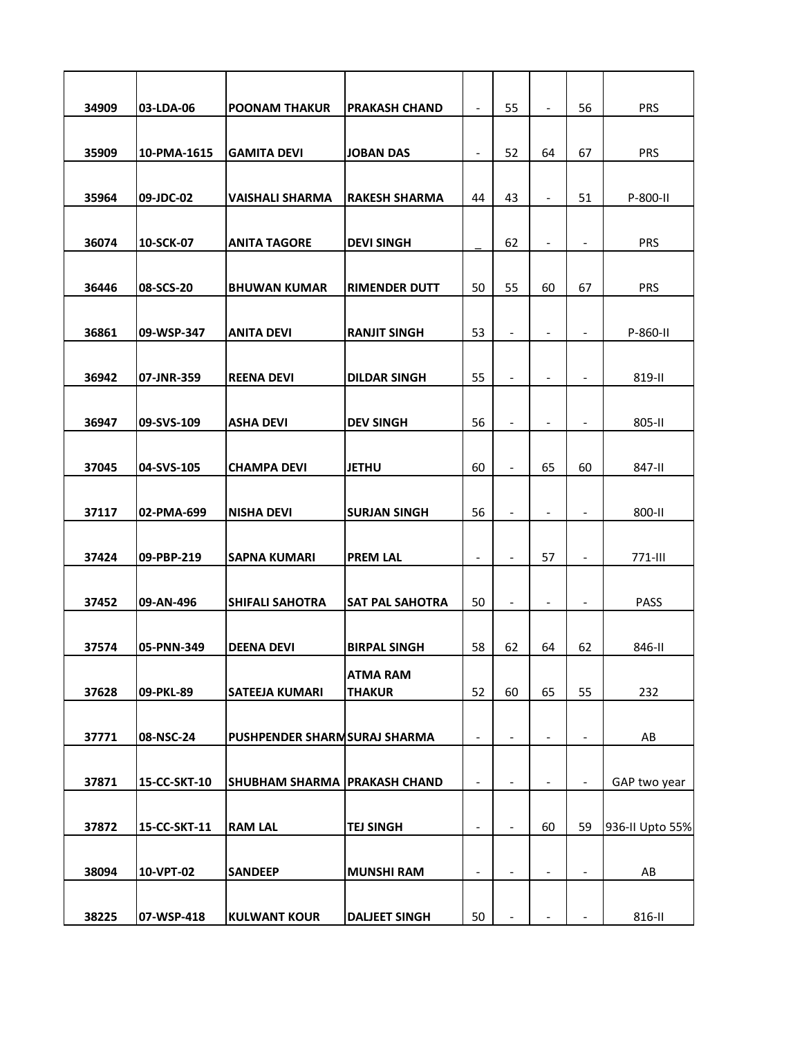| | | | | | | | | |
|---|---|---|---|---|---|---|---|---|
| 34909 | 03-LDA-06 | POONAM THAKUR | PRAKASH CHAND | - | 55 | - | 56 | PRS |
| 35909 | 10-PMA-1615 | GAMITA DEVI | JOBAN DAS | - | 52 | 64 | 67 | PRS |
| 35964 | 09-JDC-02 | VAISHALI SHARMA | RAKESH SHARMA | 44 | 43 | - | 51 | P-800-II |
| 36074 | 10-SCK-07 | ANITA TAGORE | DEVI SINGH | _ | 62 | - | - | PRS |
| 36446 | 08-SCS-20 | BHUWAN KUMAR | RIMENDER DUTT | 50 | 55 | 60 | 67 | PRS |
| 36861 | 09-WSP-347 | ANITA DEVI | RANJIT SINGH | 53 | - | - | - | P-860-II |
| 36942 | 07-JNR-359 | REENA DEVI | DILDAR SINGH | 55 | - | - | - | 819-II |
| 36947 | 09-SVS-109 | ASHA DEVI | DEV SINGH | 56 | - | - | - | 805-II |
| 37045 | 04-SVS-105 | CHAMPA DEVI | JETHU | 60 | - | 65 | 60 | 847-II |
| 37117 | 02-PMA-699 | NISHA DEVI | SURJAN SINGH | 56 | - | - | - | 800-II |
| 37424 | 09-PBP-219 | SAPNA KUMARI | PREM LAL | - | - | 57 | - | 771-III |
| 37452 | 09-AN-496 | SHIFALI SAHOTRA | SAT PAL SAHOTRA | 50 | - | - | - | PASS |
| 37574 | 05-PNN-349 | DEENA DEVI | BIRPAL SINGH | 58 | 62 | 64 | 62 | 846-II |
| 37628 | 09-PKL-89 | SATEEJA KUMARI | ATMA RAM THAKUR | 52 | 60 | 65 | 55 | 232 |
| 37771 | 08-NSC-24 | PUSHPENDER SHARM | SURAJ SHARMA | - | - | - | - | AB |
| 37871 | 15-CC-SKT-10 | SHUBHAM SHARMA | PRAKASH CHAND | - | - | - | - | GAP two year |
| 37872 | 15-CC-SKT-11 | RAM LAL | TEJ SINGH | - | - | 60 | 59 | 936-II Upto 55% |
| 38094 | 10-VPT-02 | SANDEEP | MUNSHI RAM | - | - | - | - | AB |
| 38225 | 07-WSP-418 | KULWANT KOUR | DALJEET SINGH | 50 | - | - | - | 816-II |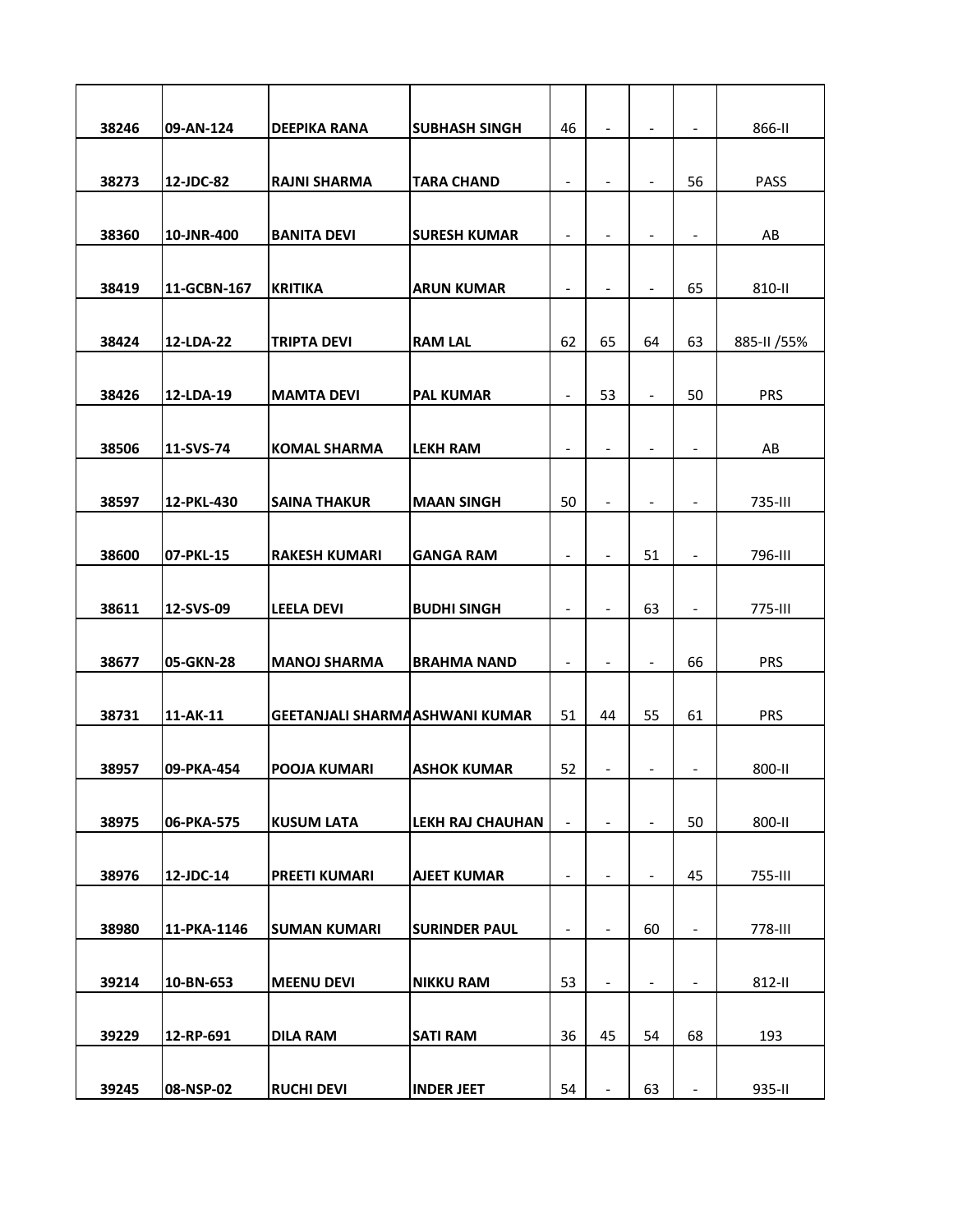| | | | | | | | | |
|---|---|---|---|---|---|---|---|---|
| 38246 | 09-AN-124 | DEEPIKA RANA | SUBHASH SINGH | 46 | - | - | - | 866-II |
| 38273 | 12-JDC-82 | RAJNI SHARMA | TARA CHAND | - | - | - | 56 | PASS |
| 38360 | 10-JNR-400 | BANITA DEVI | SURESH KUMAR | - | - | - | - | AB |
| 38419 | 11-GCBN-167 | KRITIKA | ARUN KUMAR | - | - | - | 65 | 810-II |
| 38424 | 12-LDA-22 | TRIPTA DEVI | RAM LAL | 62 | 65 | 64 | 63 | 885-II /55% |
| 38426 | 12-LDA-19 | MAMTA DEVI | PAL KUMAR | - | 53 | - | 50 | PRS |
| 38506 | 11-SVS-74 | KOMAL SHARMA | LEKH RAM | - | - | - | - | AB |
| 38597 | 12-PKL-430 | SAINA THAKUR | MAAN SINGH | 50 | - | - | - | 735-III |
| 38600 | 07-PKL-15 | RAKESH KUMARI | GANGA RAM | - | - | 51 | - | 796-III |
| 38611 | 12-SVS-09 | LEELA DEVI | BUDHI SINGH | - | - | 63 | - | 775-III |
| 38677 | 05-GKN-28 | MANOJ SHARMA | BRAHMA NAND | - | - | - | 66 | PRS |
| 38731 | 11-AK-11 | GEETANJALI SHARMA | ASHWANI KUMAR | 51 | 44 | 55 | 61 | PRS |
| 38957 | 09-PKA-454 | POOJA KUMARI | ASHOK KUMAR | 52 | - | - | - | 800-II |
| 38975 | 06-PKA-575 | KUSUM LATA | LEKH RAJ CHAUHAN | - | - | - | 50 | 800-II |
| 38976 | 12-JDC-14 | PREETI KUMARI | AJEET KUMAR | - | - | - | 45 | 755-III |
| 38980 | 11-PKA-1146 | SUMAN KUMARI | SURINDER PAUL | - | - | 60 | - | 778-III |
| 39214 | 10-BN-653 | MEENU DEVI | NIKKU RAM | 53 | - | - | - | 812-II |
| 39229 | 12-RP-691 | DILA RAM | SATI RAM | 36 | 45 | 54 | 68 | 193 |
| 39245 | 08-NSP-02 | RUCHI DEVI | INDER JEET | 54 | - | 63 | - | 935-II |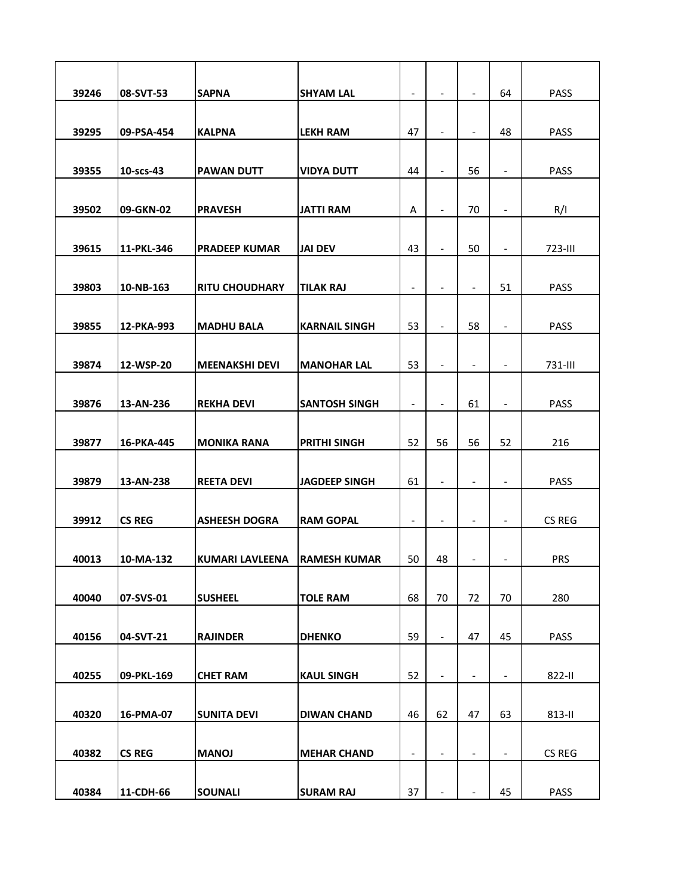| | | | | | | | | |
|---|---|---|---|---|---|---|---|---|
| 39246 | 08-SVT-53 | SAPNA | SHYAM LAL | - | - | - | 64 | PASS |
| 39295 | 09-PSA-454 | KALPNA | LEKH RAM | 47 | - | - | 48 | PASS |
| 39355 | 10-scs-43 | PAWAN DUTT | VIDYA DUTT | 44 | - | 56 | - | PASS |
| 39502 | 09-GKN-02 | PRAVESH | JATTI RAM | A | - | 70 | - | R/I |
| 39615 | 11-PKL-346 | PRADEEP KUMAR | JAI DEV | 43 | - | 50 | - | 723-III |
| 39803 | 10-NB-163 | RITU CHOUDHARY | TILAK RAJ | - | - | - | 51 | PASS |
| 39855 | 12-PKA-993 | MADHU BALA | KARNAIL SINGH | 53 | - | 58 | - | PASS |
| 39874 | 12-WSP-20 | MEENAKSHI DEVI | MANOHAR LAL | 53 | - | - | - | 731-III |
| 39876 | 13-AN-236 | REKHA DEVI | SANTOSH SINGH | - | - | 61 | - | PASS |
| 39877 | 16-PKA-445 | MONIKA RANA | PRITHI SINGH | 52 | 56 | 56 | 52 | 216 |
| 39879 | 13-AN-238 | REETA DEVI | JAGDEEP SINGH | 61 | - | - | - | PASS |
| 39912 | CS REG | ASHEESH DOGRA | RAM GOPAL | - | - | - | - | CS REG |
| 40013 | 10-MA-132 | KUMARI LAVLEENA | RAMESH KUMAR | 50 | 48 | - | - | PRS |
| 40040 | 07-SVS-01 | SUSHEEL | TOLE RAM | 68 | 70 | 72 | 70 | 280 |
| 40156 | 04-SVT-21 | RAJINDER | DHENKO | 59 | - | 47 | 45 | PASS |
| 40255 | 09-PKL-169 | CHET RAM | KAUL SINGH | 52 | - | - | - | 822-II |
| 40320 | 16-PMA-07 | SUNITA DEVI | DIWAN CHAND | 46 | 62 | 47 | 63 | 813-II |
| 40382 | CS REG | MANOJ | MEHAR CHAND | - | - | - | - | CS REG |
| 40384 | 11-CDH-66 | SOUNALI | SURAM RAJ | 37 | - | - | 45 | PASS |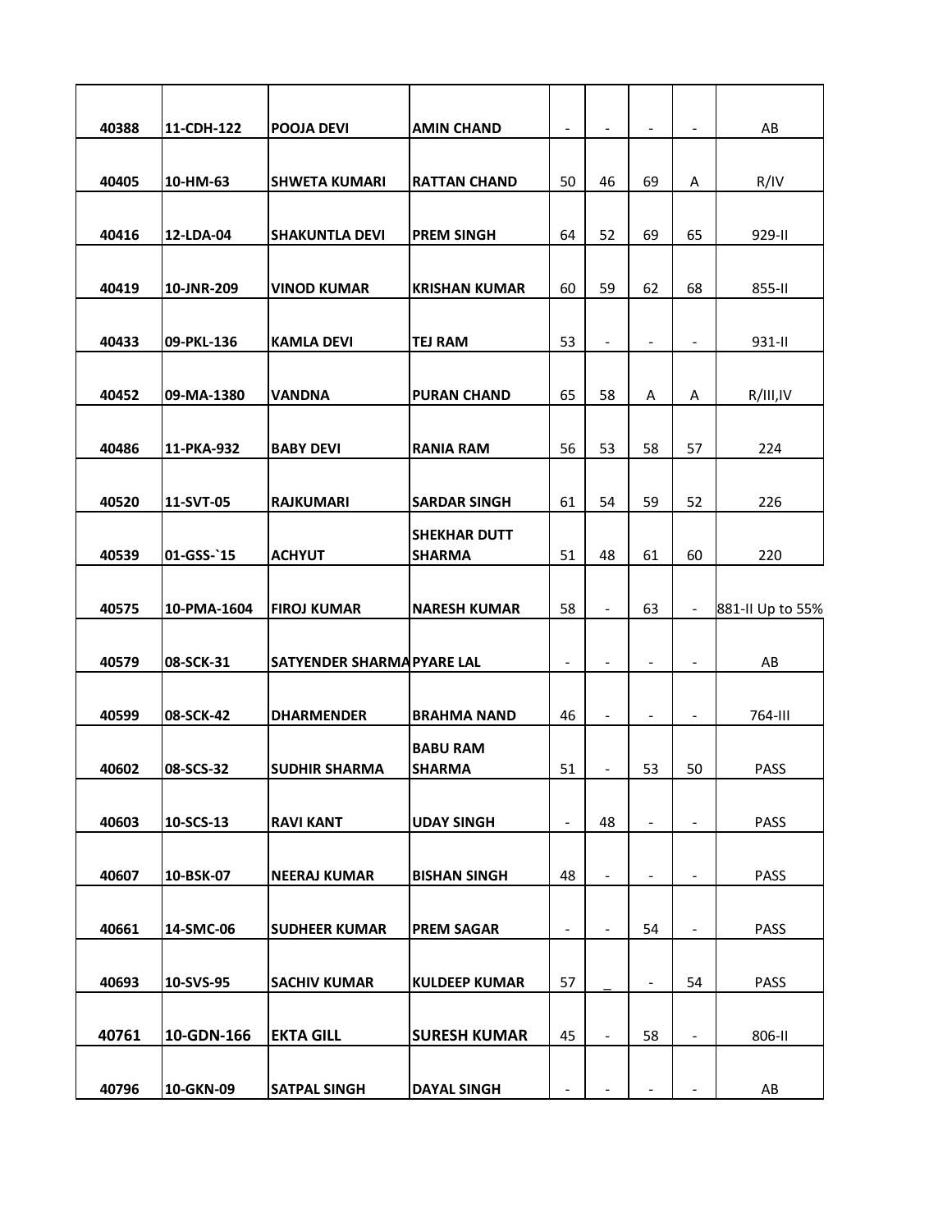| | | | | | | | | |
|---|---|---|---|---|---|---|---|---|
| 40388 | 11-CDH-122 | POOJA DEVI | AMIN CHAND | - | - | - | - | AB |
| 40405 | 10-HM-63 | SHWETA KUMARI | RATTAN CHAND | 50 | 46 | 69 | A | R/IV |
| 40416 | 12-LDA-04 | SHAKUNTLA DEVI | PREM SINGH | 64 | 52 | 69 | 65 | 929-II |
| 40419 | 10-JNR-209 | VINOD KUMAR | KRISHAN KUMAR | 60 | 59 | 62 | 68 | 855-II |
| 40433 | 09-PKL-136 | KAMLA DEVI | TEJ RAM | 53 | - | - | - | 931-II |
| 40452 | 09-MA-1380 | VANDNA | PURAN CHAND | 65 | 58 | A | A | R/III,IV |
| 40486 | 11-PKA-932 | BABY DEVI | RANIA RAM | 56 | 53 | 58 | 57 | 224 |
| 40520 | 11-SVT-05 | RAJKUMARI | SARDAR SINGH | 61 | 54 | 59 | 52 | 226 |
| 40539 | 01-GSS-`15 | ACHYUT | SHEKHAR DUTT SHARMA | 51 | 48 | 61 | 60 | 220 |
| 40575 | 10-PMA-1604 | FIROJ KUMAR | NARESH KUMAR | 58 | - | 63 | - | 881-II Up to 55% |
| 40579 | 08-SCK-31 | SATYENDER SHARMA | PYARE LAL | - | - | - | - | AB |
| 40599 | 08-SCK-42 | DHARMENDER | BRAHMA NAND | 46 | - | - | - | 764-III |
| 40602 | 08-SCS-32 | SUDHIR SHARMA | BABU RAM SHARMA | 51 | - | 53 | 50 | PASS |
| 40603 | 10-SCS-13 | RAVI KANT | UDAY SINGH | - | 48 | - | - | PASS |
| 40607 | 10-BSK-07 | NEERAJ KUMAR | BISHAN SINGH | 48 | - | - | - | PASS |
| 40661 | 14-SMC-06 | SUDHEER KUMAR | PREM SAGAR | - | - | 54 | - | PASS |
| 40693 | 10-SVS-95 | SACHIV KUMAR | KULDEEP KUMAR | 57 | _ | - | 54 | PASS |
| 40761 | 10-GDN-166 | EKTA GILL | SURESH KUMAR | 45 | - | 58 | - | 806-II |
| 40796 | 10-GKN-09 | SATPAL SINGH | DAYAL SINGH | - | - | - | - | AB |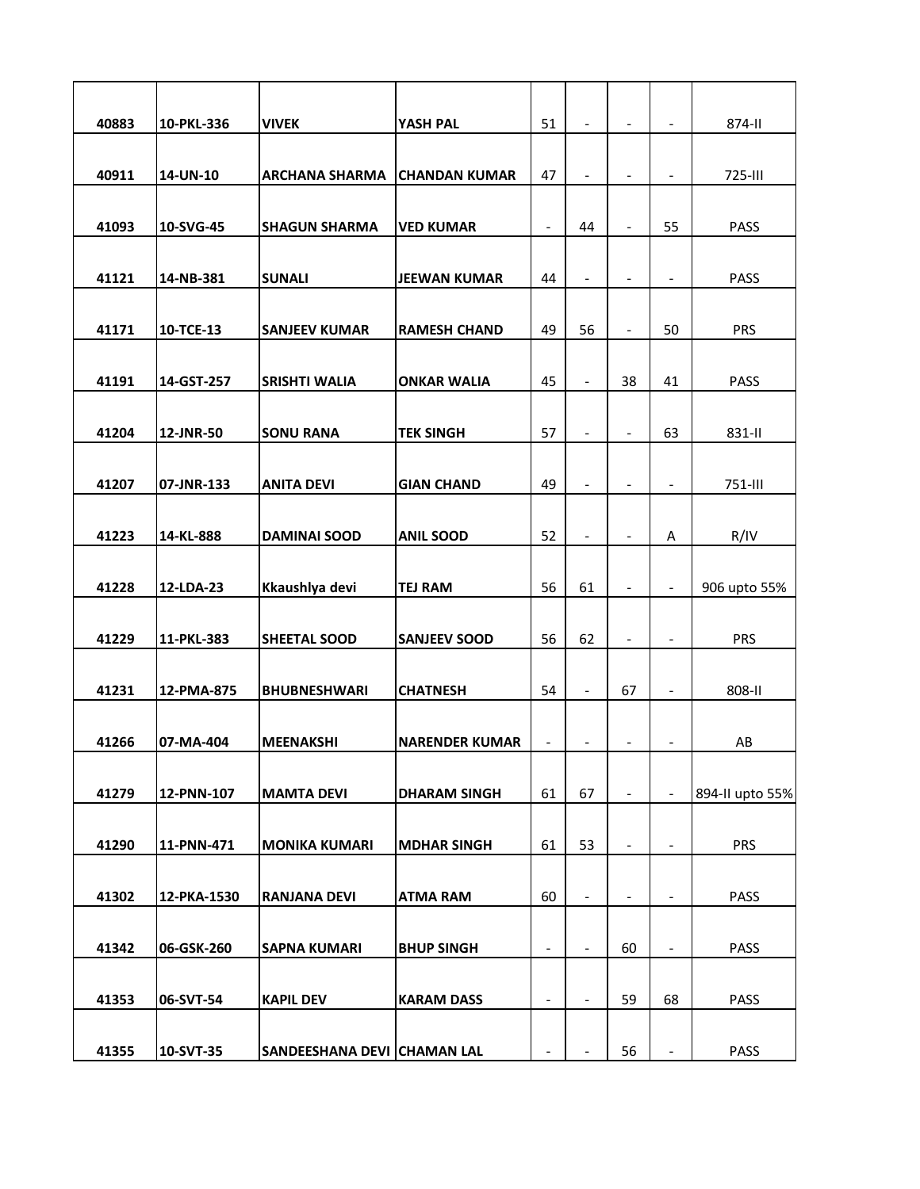| | | | | | | | | |
|---|---|---|---|---|---|---|---|---|
| 40883 | 10-PKL-336 | **VIVEK** | **YASH PAL** | 51 | - | - | - | 874-II |
| 40911 | 14-UN-10 | **ARCHANA SHARMA** | **CHANDAN KUMAR** | 47 | - | - | - | 725-III |
| 41093 | 10-SVG-45 | **SHAGUN SHARMA** | **VED KUMAR** | - | 44 | - | 55 | PASS |
| 41121 | 14-NB-381 | **SUNALI** | **JEEWAN KUMAR** | 44 | - | - | - | PASS |
| 41171 | 10-TCE-13 | **SANJEEV KUMAR** | **RAMESH CHAND** | 49 | 56 | - | 50 | PRS |
| 41191 | 14-GST-257 | **SRISHTI WALIA** | **ONKAR WALIA** | 45 | - | 38 | 41 | PASS |
| 41204 | 12-JNR-50 | **SONU RANA** | **TEK SINGH** | 57 | - | - | 63 | 831-II |
| 41207 | 07-JNR-133 | **ANITA DEVI** | **GIAN CHAND** | 49 | - | - | - | 751-III |
| 41223 | 14-KL-888 | **DAMINAI SOOD** | **ANIL SOOD** | 52 | - | - | A | R/IV |
| 41228 | 12-LDA-23 | **Kkaushlya devi** | **TEJ RAM** | 56 | 61 | - | - | 906 upto 55% |
| 41229 | 11-PKL-383 | **SHEETAL SOOD** | **SANJEEV SOOD** | 56 | 62 | - | - | PRS |
| 41231 | 12-PMA-875 | **BHUBNESHWARI** | **CHATNESH** | 54 | - | 67 | - | 808-II |
| 41266 | 07-MA-404 | **MEENAKSHI** | **NARENDER KUMAR** | - | - | - | - | AB |
| 41279 | 12-PNN-107 | **MAMTA DEVI** | **DHARAM SINGH** | 61 | 67 | - | - | 894-II upto 55% |
| 41290 | 11-PNN-471 | **MONIKA KUMARI** | **MDHAR SINGH** | 61 | 53 | - | - | PRS |
| 41302 | 12-PKA-1530 | **RANJANA DEVI** | **ATMA RAM** | 60 | - | - | - | PASS |
| 41342 | 06-GSK-260 | **SAPNA KUMARI** | **BHUP SINGH** | - | - | 60 | - | PASS |
| 41353 | 06-SVT-54 | **KAPIL DEV** | **KARAM DASS** | - | - | 59 | 68 | PASS |
| 41355 | 10-SVT-35 | **SANDEESHANA DEVI** | **CHAMAN LAL** | - | - | 56 | - | PASS |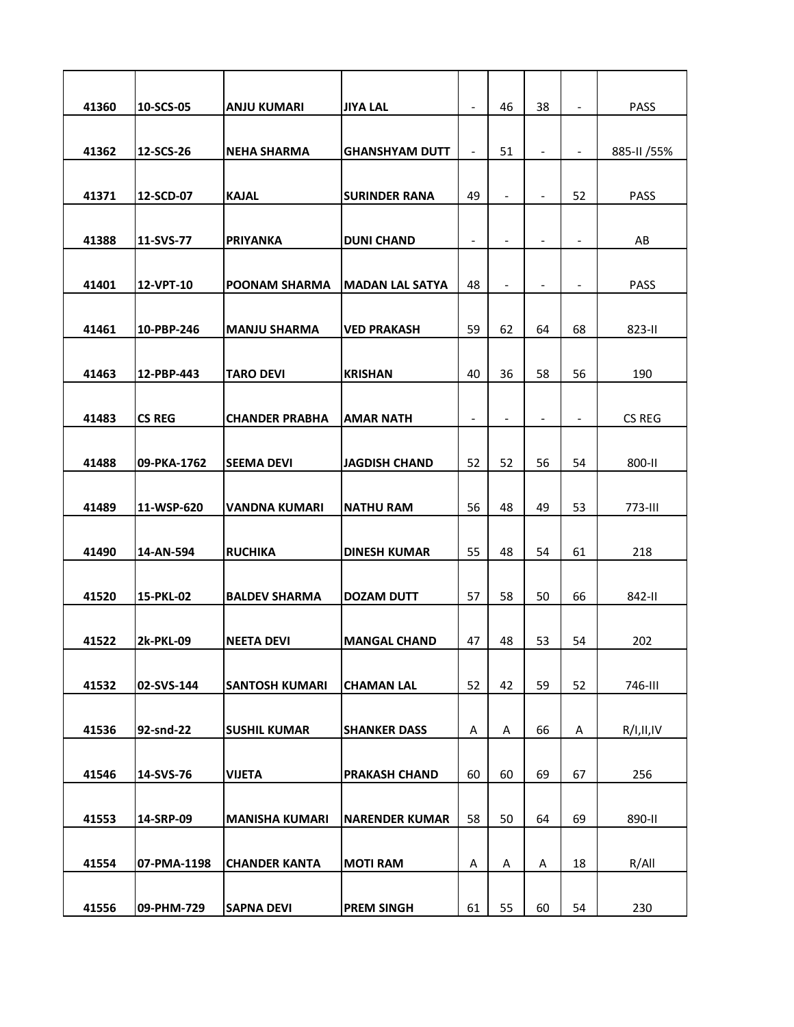| | | | | | | | | |
|---|---|---|---|---|---|---|---|---|
| 41360 | 10-SCS-05 | **ANJU KUMARI** | **JIYA LAL** | - | 46 | 38 | - | PASS |
| 41362 | 12-SCS-26 | **NEHA SHARMA** | **GHANSHYAM DUTT** | - | 51 | - | - | 885-II /55% |
| 41371 | 12-SCD-07 | **KAJAL** | **SURINDER RANA** | 49 | - | - | 52 | PASS |
| 41388 | 11-SVS-77 | **PRIYANKA** | **DUNI CHAND** | - | - | - | - | AB |
| 41401 | 12-VPT-10 | **POONAM SHARMA** | **MADAN LAL SATYA** | 48 | - | - | - | PASS |
| 41461 | 10-PBP-246 | **MANJU SHARMA** | **VED PRAKASH** | 59 | 62 | 64 | 68 | 823-II |
| 41463 | 12-PBP-443 | **TARO DEVI** | **KRISHAN** | 40 | 36 | 58 | 56 | 190 |
| 41483 | CS REG | **CHANDER PRABHA** | **AMAR NATH** | - | - | - | - | CS REG |
| 41488 | 09-PKA-1762 | **SEEMA DEVI** | **JAGDISH CHAND** | 52 | 52 | 56 | 54 | 800-II |
| 41489 | 11-WSP-620 | **VANDNA KUMARI** | **NATHU RAM** | 56 | 48 | 49 | 53 | 773-III |
| 41490 | 14-AN-594 | **RUCHIKA** | **DINESH KUMAR** | 55 | 48 | 54 | 61 | 218 |
| 41520 | 15-PKL-02 | **BALDEV SHARMA** | **DOZAM DUTT** | 57 | 58 | 50 | 66 | 842-II |
| 41522 | 2k-PKL-09 | **NEETA DEVI** | **MANGAL CHAND** | 47 | 48 | 53 | 54 | 202 |
| 41532 | 02-SVS-144 | **SANTOSH KUMARI** | **CHAMAN LAL** | 52 | 42 | 59 | 52 | 746-III |
| 41536 | 92-snd-22 | **SUSHIL KUMAR** | **SHANKER DASS** | A | A | 66 | A | R/I,II,IV |
| 41546 | 14-SVS-76 | **VIJETA** | **PRAKASH CHAND** | 60 | 60 | 69 | 67 | 256 |
| 41553 | 14-SRP-09 | **MANISHA KUMARI** | **NARENDER KUMAR** | 58 | 50 | 64 | 69 | 890-II |
| 41554 | 07-PMA-1198 | **CHANDER KANTA** | **MOTI RAM** | A | A | A | 18 | R/All |
| 41556 | 09-PHM-729 | **SAPNA DEVI** | **PREM SINGH** | 61 | 55 | 60 | 54 | 230 |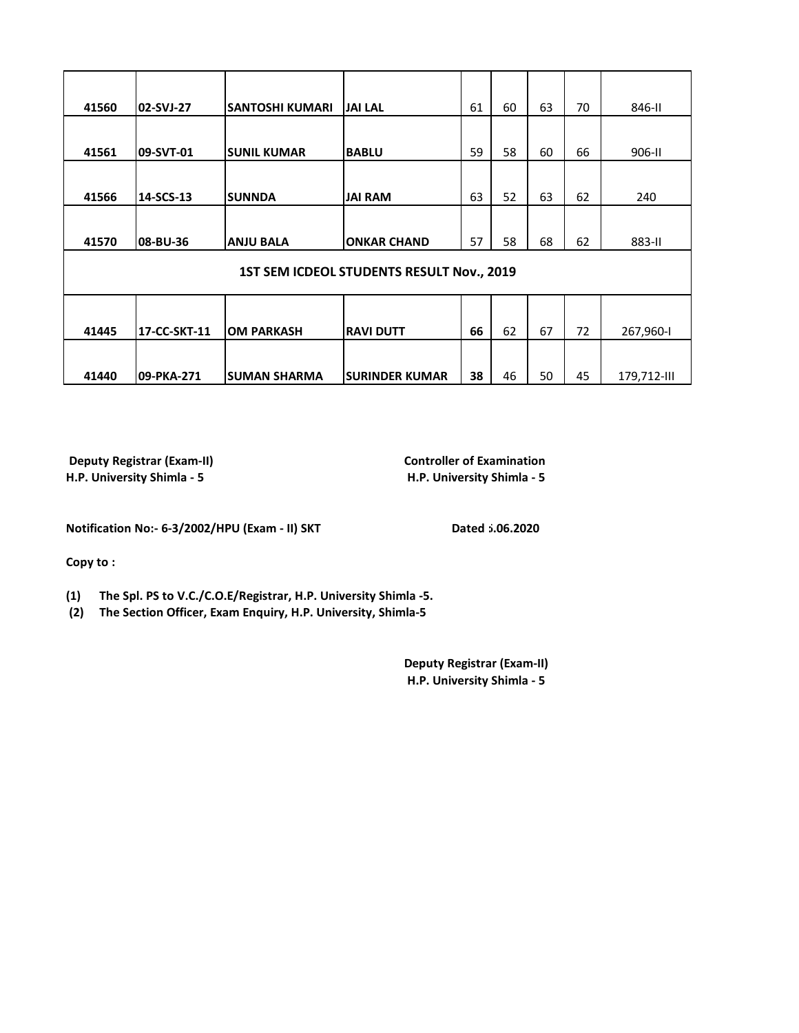| | | | | | | | | |
|---|---|---|---|---|---|---|---|---|
| 41560 | 02-SVJ-27 | SANTOSHI KUMARI | JAI LAL | 61 | 60 | 63 | 70 | 846-II |
| 41561 | 09-SVT-01 | SUNIL KUMAR | BABLU | 59 | 58 | 60 | 66 | 906-II |
| 41566 | 14-SCS-13 | SUNNDA | JAI RAM | 63 | 52 | 63 | 62 | 240 |
| 41570 | 08-BU-36 | ANJU BALA | ONKAR CHAND | 57 | 58 | 68 | 62 | 883-II |
| **1ST SEM ICDEOL STUDENTS RESULT Nov., 2019** | | | | | | | | |
| 41445 | 17-CC-SKT-11 | OM PARKASH | RAVI DUTT | **66** | 62 | 67 | 72 | 267,960-I |
| 41440 | 09-PKA-271 | SUMAN SHARMA | SURINDER KUMAR | **38** | 46 | 50 | 45 | 179,712-III |

**Deputy Registrar (Exam-II)**
**H.P. University Shimla - 5**

**Controller of Examination**
**H.P. University Shimla - 5**

**Notification No:- 6-3/2002/HPU (Exam - II) SKT** **Dated 5.06.2020**

**Copy to :**

**(1) The Spl. PS to V.C./C.O.E/Registrar, H.P. University Shimla -5.**
**(2) The Section Officer, Exam Enquiry, H.P. University, Shimla-5**

**Deputy Registrar (Exam-II)**
**H.P. University Shimla - 5**